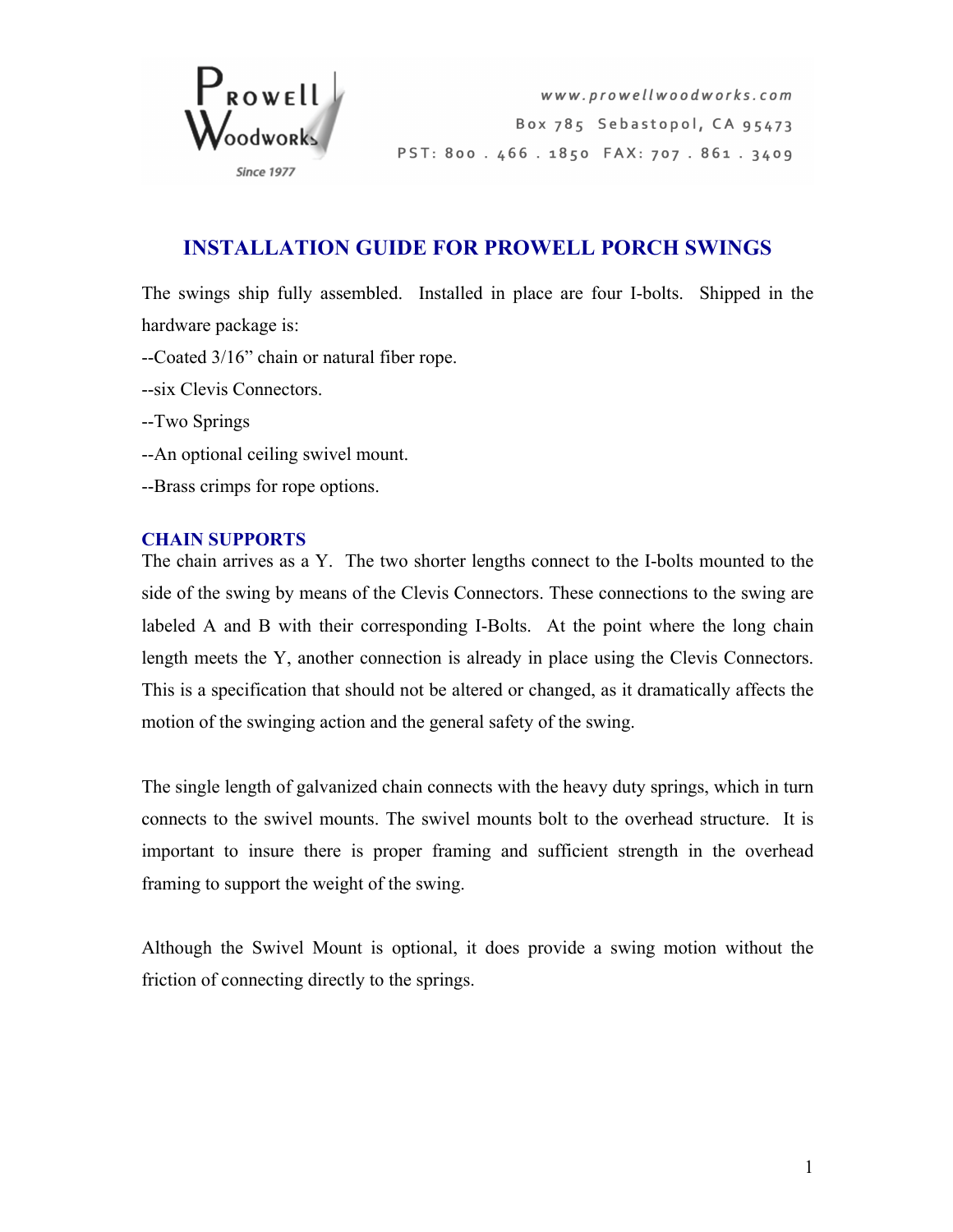Prowell Woodworks
Since 1977

www.prowellwoodworks.com
Box 785 Sebastopol, CA 95473
PST: 800 . 466 . 1850 FAX: 707 . 861 . 3409

# INSTALLATION GUIDE FOR PROWELL PORCH SWINGS

The swings ship fully assembled. Installed in place are four I-bolts. Shipped in the hardware package is:

--Coated 3/16" chain or natural fiber rope.

--six Clevis Connectors.

--Two Springs

--An optional ceiling swivel mount.

--Brass crimps for rope options.

## CHAIN SUPPORTS

The chain arrives as a Y. The two shorter lengths connect to the I-bolts mounted to the side of the swing by means of the Clevis Connectors. These connections to the swing are labeled A and B with their corresponding I-Bolts. At the point where the long chain length meets the Y, another connection is already in place using the Clevis Connectors. This is a specification that should not be altered or changed, as it dramatically affects the motion of the swinging action and the general safety of the swing.

The single length of galvanized chain connects with the heavy duty springs, which in turn connects to the swivel mounts. The swivel mounts bolt to the overhead structure. It is important to insure there is proper framing and sufficient strength in the overhead framing to support the weight of the swing.

Although the Swivel Mount is optional, it does provide a swing motion without the friction of connecting directly to the springs.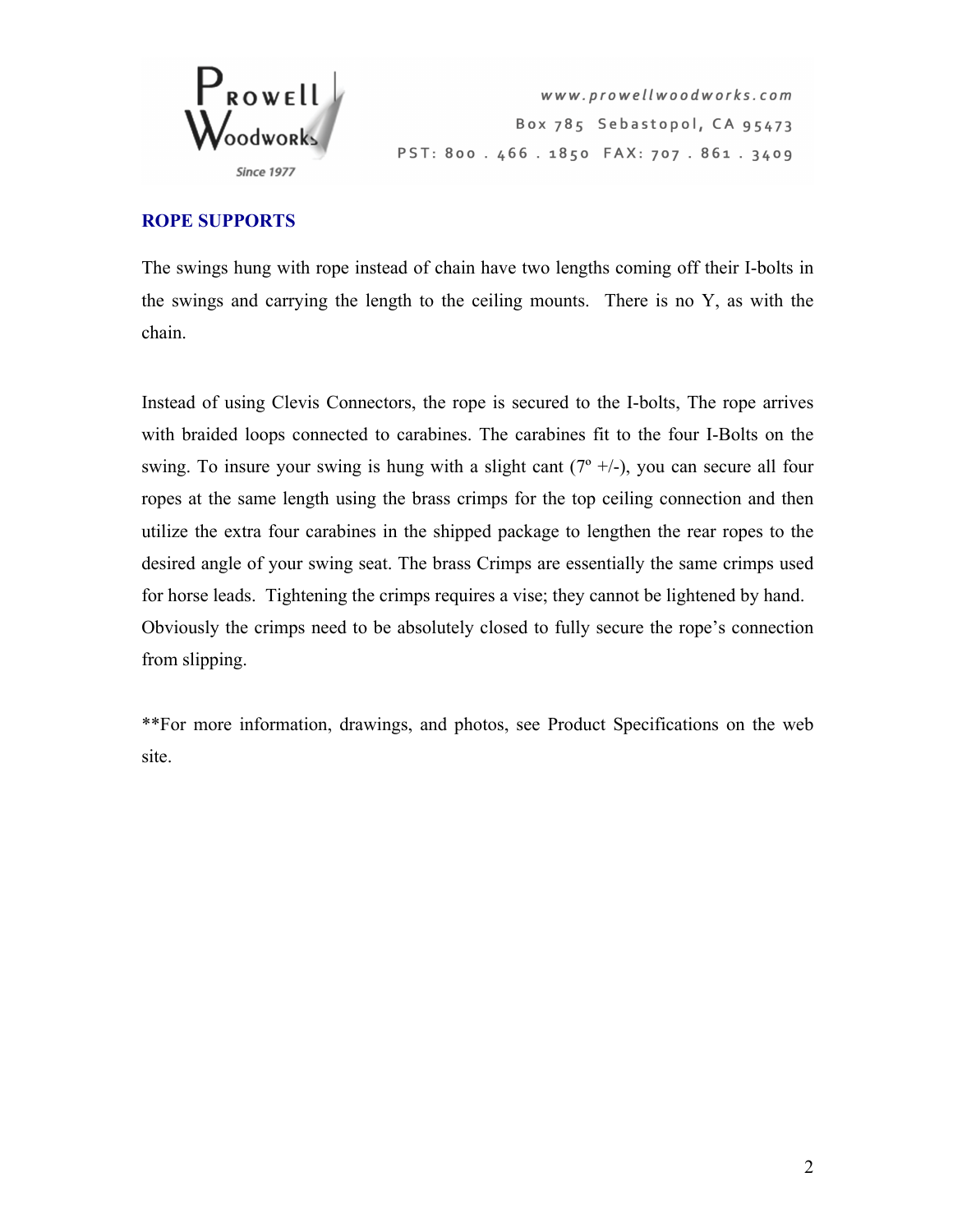## ROPE SUPPORTS

The swings hung with rope instead of chain have two lengths coming off their I-bolts in the swings and carrying the length to the ceiling mounts. There is no Y, as with the chain.

Instead of using Clevis Connectors, the rope is secured to the I-bolts, The rope arrives with braided loops connected to carabines. The carabines fit to the four I-Bolts on the swing. To insure your swing is hung with a slight cant (7º +/-), you can secure all four ropes at the same length using the brass crimps for the top ceiling connection and then utilize the extra four carabines in the shipped package to lengthen the rear ropes to the desired angle of your swing seat. The brass Crimps are essentially the same crimps used for horse leads. Tightening the crimps requires a vise; they cannot be lightened by hand. Obviously the crimps need to be absolutely closed to fully secure the rope's connection from slipping.

**For more information, drawings, and photos, see Product Specifications on the web site.